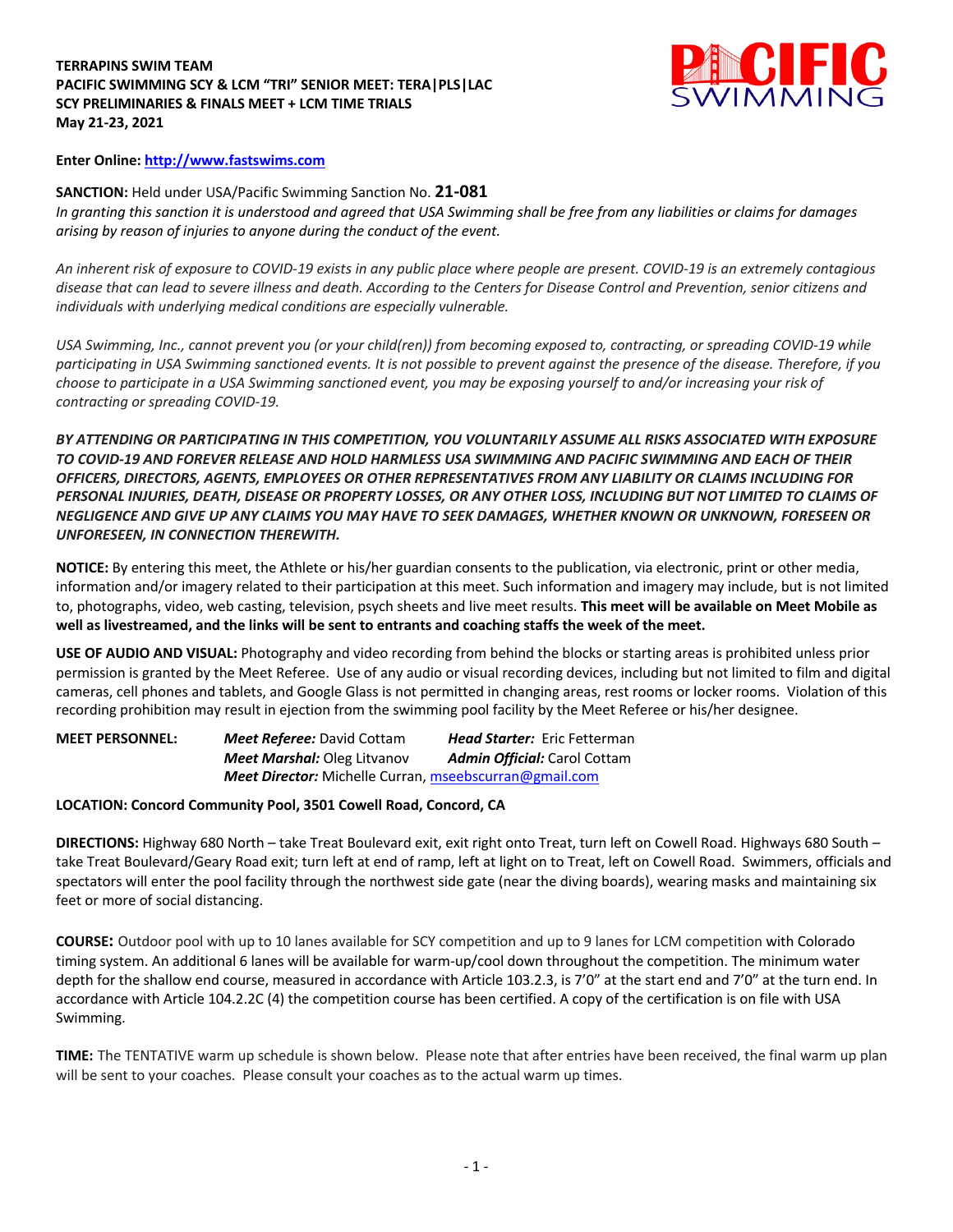**TERRAPINS SWIM TEAM**
**PACIFIC SWIMMING SCY & LCM "TRI" SENIOR MEET: TERA|PLS|LAC**
**SCY PRELIMINARIES & FINALS MEET + LCM TIME TRIALS**
**May 21-23, 2021**

PACIFIC SWIMMING

**Enter Online: http://www.fastswims.com**

**SANCTION:** Held under USA/Pacific Swimming Sanction No. **21-081**
*In granting this sanction it is understood and agreed that USA Swimming shall be free from any liabilities or claims for damages arising by reason of injuries to anyone during the conduct of the event.*

*An inherent risk of exposure to COVID-19 exists in any public place where people are present. COVID-19 is an extremely contagious disease that can lead to severe illness and death. According to the Centers for Disease Control and Prevention, senior citizens and individuals with underlying medical conditions are especially vulnerable.*

*USA Swimming, Inc., cannot prevent you (or your child(ren)) from becoming exposed to, contracting, or spreading COVID-19 while participating in USA Swimming sanctioned events. It is not possible to prevent against the presence of the disease. Therefore, if you choose to participate in a USA Swimming sanctioned event, you may be exposing yourself to and/or increasing your risk of contracting or spreading COVID-19.*

***BY ATTENDING OR PARTICIPATING IN THIS COMPETITION, YOU VOLUNTARILY ASSUME ALL RISKS ASSOCIATED WITH EXPOSURE TO COVID-19 AND FOREVER RELEASE AND HOLD HARMLESS USA SWIMMING AND PACIFIC SWIMMING AND EACH OF THEIR OFFICERS, DIRECTORS, AGENTS, EMPLOYEES OR OTHER REPRESENTATIVES FROM ANY LIABILITY OR CLAIMS INCLUDING FOR PERSONAL INJURIES, DEATH, DISEASE OR PROPERTY LOSSES, OR ANY OTHER LOSS, INCLUDING BUT NOT LIMITED TO CLAIMS OF NEGLIGENCE AND GIVE UP ANY CLAIMS YOU MAY HAVE TO SEEK DAMAGES, WHETHER KNOWN OR UNKNOWN, FORESEEN OR UNFORESEEN, IN CONNECTION THEREWITH.***

**NOTICE:** By entering this meet, the Athlete or his/her guardian consents to the publication, via electronic, print or other media, information and/or imagery related to their participation at this meet. Such information and imagery may include, but is not limited to, photographs, video, web casting, television, psych sheets and live meet results. **This meet will be available on Meet Mobile as well as livestreamed, and the links will be sent to entrants and coaching staffs the week of the meet.**

**USE OF AUDIO AND VISUAL:** Photography and video recording from behind the blocks or starting areas is prohibited unless prior permission is granted by the Meet Referee. Use of any audio or visual recording devices, including but not limited to film and digital cameras, cell phones and tablets, and Google Glass is not permitted in changing areas, rest rooms or locker rooms. Violation of this recording prohibition may result in ejection from the swimming pool facility by the Meet Referee or his/her designee.

**MEET PERSONNEL:**
***Meet Referee:*** David Cottam
***Head Starter:*** Eric Fetterman
***Meet Marshal:*** Oleg Litvanov
***Admin Official:*** Carol Cottam
***Meet Director:*** Michelle Curran, mseebscurran@gmail.com

**LOCATION: Concord Community Pool, 3501 Cowell Road, Concord, CA**

**DIRECTIONS:** Highway 680 North – take Treat Boulevard exit, exit right onto Treat, turn left on Cowell Road. Highways 680 South – take Treat Boulevard/Geary Road exit; turn left at end of ramp, left at light on to Treat, left on Cowell Road. Swimmers, officials and spectators will enter the pool facility through the northwest side gate (near the diving boards), wearing masks and maintaining six feet or more of social distancing.

**COURSE:** Outdoor pool with up to 10 lanes available for SCY competition and up to 9 lanes for LCM competition with Colorado timing system. An additional 6 lanes will be available for warm-up/cool down throughout the competition. The minimum water depth for the shallow end course, measured in accordance with Article 103.2.3, is 7'0" at the start end and 7'0" at the turn end. In accordance with Article 104.2.2C (4) the competition course has been certified. A copy of the certification is on file with USA Swimming.

**TIME:** The TENTATIVE warm up schedule is shown below. Please note that after entries have been received, the final warm up plan will be sent to your coaches. Please consult your coaches as to the actual warm up times.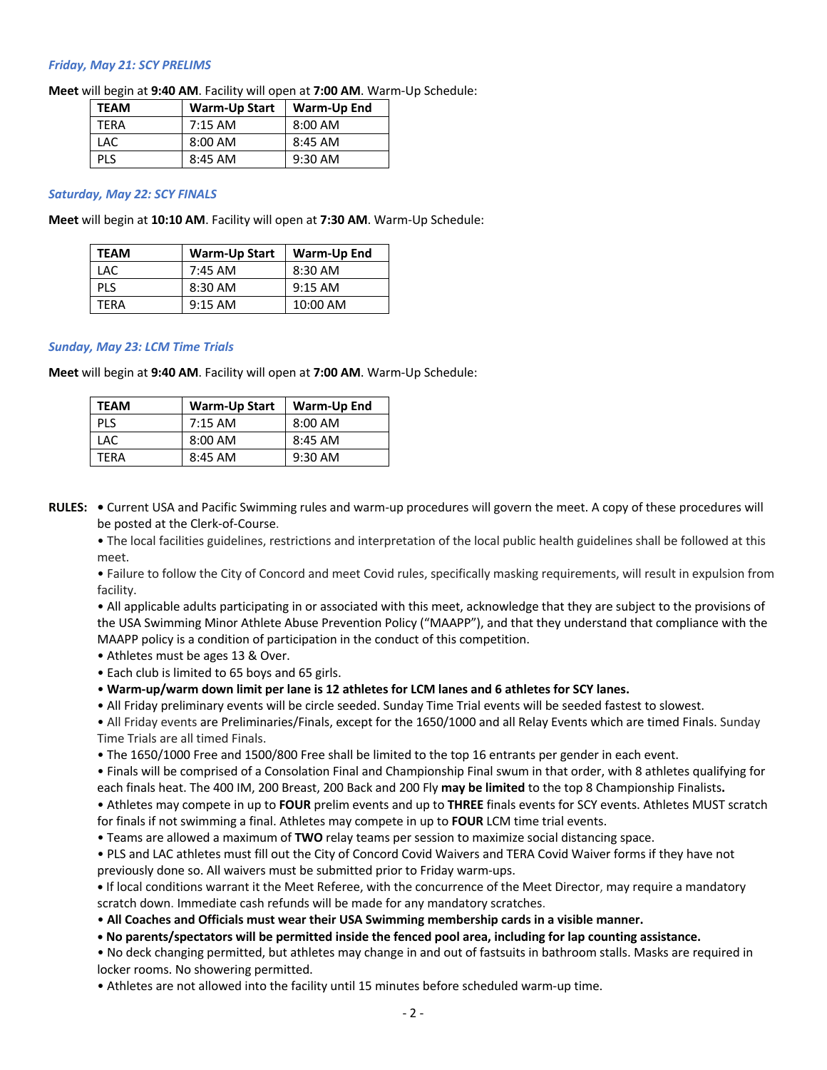***Friday, May 21: SCY PRELIMS***

**Meet** will begin at **9:40 AM**. Facility will open at **7:00 AM**. Warm-Up Schedule:

| TEAM | Warm-Up Start | Warm-Up End |
|---|---|---|
| TERA | 7:15 AM | 8:00 AM |
| LAC | 8:00 AM | 8:45 AM |
| PLS | 8:45 AM | 9:30 AM |

***Saturday, May 22: SCY FINALS***

**Meet** will begin at **10:10 AM**. Facility will open at **7:30 AM**. Warm-Up Schedule:

| TEAM | Warm-Up Start | Warm-Up End |
|---|---|---|
| LAC | 7:45 AM | 8:30 AM |
| PLS | 8:30 AM | 9:15 AM |
| TERA | 9:15 AM | 10:00 AM |

***Sunday, May 23: LCM Time Trials***

**Meet** will begin at **9:40 AM**. Facility will open at **7:00 AM**. Warm-Up Schedule:

| TEAM | Warm-Up Start | Warm-Up End |
|---|---|---|
| PLS | 7:15 AM | 8:00 AM |
| LAC | 8:00 AM | 8:45 AM |
| TERA | 8:45 AM | 9:30 AM |

**RULES:**

- Current USA and Pacific Swimming rules and warm-up procedures will govern the meet. A copy of these procedures will be posted at the Clerk-of-Course.
- The local facilities guidelines, restrictions and interpretation of the local public health guidelines shall be followed at this meet.
- Failure to follow the City of Concord and meet Covid rules, specifically masking requirements, will result in expulsion from facility.
- All applicable adults participating in or associated with this meet, acknowledge that they are subject to the provisions of the USA Swimming Minor Athlete Abuse Prevention Policy ("MAAPP"), and that they understand that compliance with the MAAPP policy is a condition of participation in the conduct of this competition.
- Athletes must be ages 13 & Over.
- Each club is limited to 65 boys and 65 girls.
- **Warm-up/warm down limit per lane is 12 athletes for LCM lanes and 6 athletes for SCY lanes.**
- All Friday preliminary events will be circle seeded. Sunday Time Trial events will be seeded fastest to slowest.
- All Friday events are Preliminaries/Finals, except for the 1650/1000 and all Relay Events which are timed Finals. Sunday Time Trials are all timed Finals.
- The 1650/1000 Free and 1500/800 Free shall be limited to the top 16 entrants per gender in each event.
- Finals will be comprised of a Consolation Final and Championship Final swum in that order, with 8 athletes qualifying for each finals heat. The 400 IM, 200 Breast, 200 Back and 200 Fly **may be limited** to the top 8 Championship Finalists**.**
- Athletes may compete in up to **FOUR** prelim events and up to **THREE** finals events for SCY events. Athletes MUST scratch for finals if not swimming a final. Athletes may compete in up to **FOUR** LCM time trial events.
- Teams are allowed a maximum of **TWO** relay teams per session to maximize social distancing space.
- PLS and LAC athletes must fill out the City of Concord Covid Waivers and TERA Covid Waiver forms if they have not previously done so. All waivers must be submitted prior to Friday warm-ups.
- If local conditions warrant it the Meet Referee, with the concurrence of the Meet Director, may require a mandatory scratch down. Immediate cash refunds will be made for any mandatory scratches.
- **All Coaches and Officials must wear their USA Swimming membership cards in a visible manner.**
- **No parents/spectators will be permitted inside the fenced pool area, including for lap counting assistance.**
- No deck changing permitted, but athletes may change in and out of fastsuits in bathroom stalls. Masks are required in locker rooms. No showering permitted.
- Athletes are not allowed into the facility until 15 minutes before scheduled warm-up time.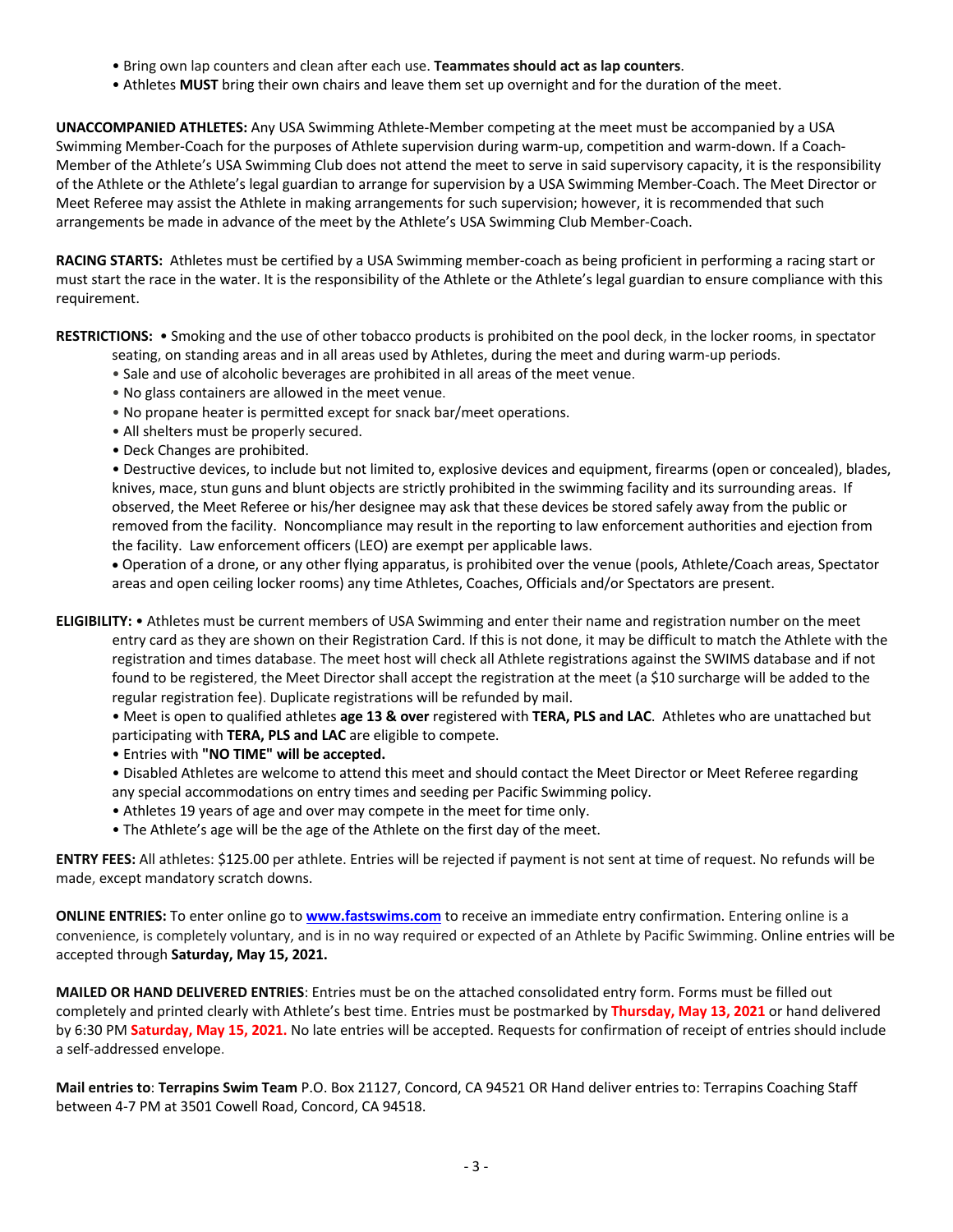- Bring own lap counters and clean after each use. **Teammates should act as lap counters**.
- Athletes **MUST** bring their own chairs and leave them set up overnight and for the duration of the meet.

**UNACCOMPANIED ATHLETES:** Any USA Swimming Athlete-Member competing at the meet must be accompanied by a USA Swimming Member-Coach for the purposes of Athlete supervision during warm-up, competition and warm-down. If a Coach-Member of the Athlete's USA Swimming Club does not attend the meet to serve in said supervisory capacity, it is the responsibility of the Athlete or the Athlete's legal guardian to arrange for supervision by a USA Swimming Member-Coach. The Meet Director or Meet Referee may assist the Athlete in making arrangements for such supervision; however, it is recommended that such arrangements be made in advance of the meet by the Athlete's USA Swimming Club Member-Coach.

**RACING STARTS:** Athletes must be certified by a USA Swimming member-coach as being proficient in performing a racing start or must start the race in the water. It is the responsibility of the Athlete or the Athlete's legal guardian to ensure compliance with this requirement.

**RESTRICTIONS:**
- Smoking and the use of other tobacco products is prohibited on the pool deck, in the locker rooms, in spectator seating, on standing areas and in all areas used by Athletes, during the meet and during warm-up periods.
- Sale and use of alcoholic beverages are prohibited in all areas of the meet venue.
- No glass containers are allowed in the meet venue.
- No propane heater is permitted except for snack bar/meet operations.
- All shelters must be properly secured.
- Deck Changes are prohibited.
- Destructive devices, to include but not limited to, explosive devices and equipment, firearms (open or concealed), blades, knives, mace, stun guns and blunt objects are strictly prohibited in the swimming facility and its surrounding areas. If observed, the Meet Referee or his/her designee may ask that these devices be stored safely away from the public or removed from the facility. Noncompliance may result in the reporting to law enforcement authorities and ejection from the facility. Law enforcement officers (LEO) are exempt per applicable laws.
- Operation of a drone, or any other flying apparatus, is prohibited over the venue (pools, Athlete/Coach areas, Spectator areas and open ceiling locker rooms) any time Athletes, Coaches, Officials and/or Spectators are present.

**ELIGIBILITY:**
- Athletes must be current members of USA Swimming and enter their name and registration number on the meet entry card as they are shown on their Registration Card. If this is not done, it may be difficult to match the Athlete with the registration and times database. The meet host will check all Athlete registrations against the SWIMS database and if not found to be registered, the Meet Director shall accept the registration at the meet (a $10 surcharge will be added to the regular registration fee). Duplicate registrations will be refunded by mail.
- Meet is open to qualified athletes **age 13 & over** registered with **TERA, PLS and LAC**. Athletes who are unattached but participating with **TERA, PLS and LAC** are eligible to compete.
- Entries with **"NO TIME" will be accepted.**
- Disabled Athletes are welcome to attend this meet and should contact the Meet Director or Meet Referee regarding any special accommodations on entry times and seeding per Pacific Swimming policy.
- Athletes 19 years of age and over may compete in the meet for time only.
- The Athlete's age will be the age of the Athlete on the first day of the meet.

**ENTRY FEES:** All athletes: $125.00 per athlete. Entries will be rejected if payment is not sent at time of request. No refunds will be made, except mandatory scratch downs.

**ONLINE ENTRIES:** To enter online go to **www.fastswims.com** to receive an immediate entry confirmation. Entering online is a convenience, is completely voluntary, and is in no way required or expected of an Athlete by Pacific Swimming. Online entries will be accepted through **Saturday, May 15, 2021.**

**MAILED OR HAND DELIVERED ENTRIES**: Entries must be on the attached consolidated entry form. Forms must be filled out completely and printed clearly with Athlete's best time. Entries must be postmarked by **Thursday, May 13, 2021** or hand delivered by 6:30 PM **Saturday, May 15, 2021.** No late entries will be accepted. Requests for confirmation of receipt of entries should include a self-addressed envelope.

**Mail entries to**: **Terrapins Swim Team** P.O. Box 21127, Concord, CA 94521 OR Hand deliver entries to: Terrapins Coaching Staff between 4-7 PM at 3501 Cowell Road, Concord, CA 94518.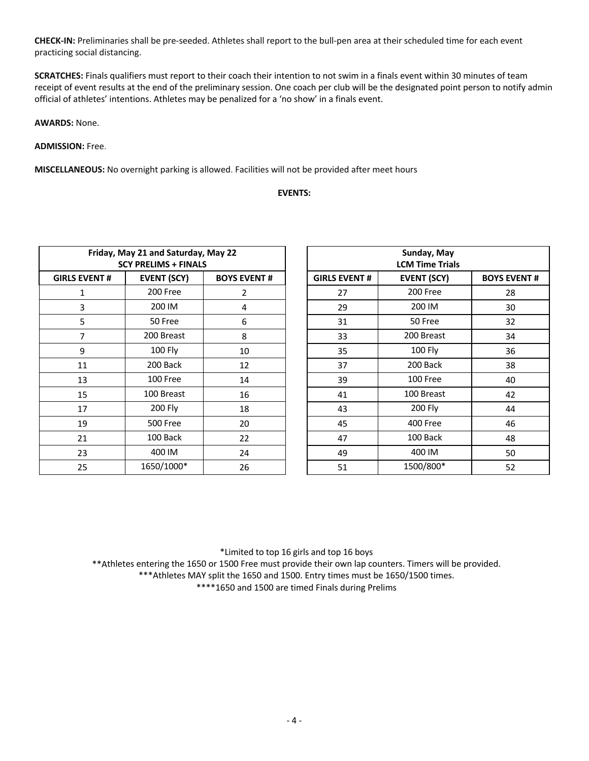**CHECK-IN:** Preliminaries shall be pre-seeded. Athletes shall report to the bull-pen area at their scheduled time for each event practicing social distancing.

**SCRATCHES:** Finals qualifiers must report to their coach their intention to not swim in a finals event within 30 minutes of team receipt of event results at the end of the preliminary session. One coach per club will be the designated point person to notify admin official of athletes' intentions. Athletes may be penalized for a 'no show' in a finals event.

**AWARDS:** None.

**ADMISSION:** Free.

**MISCELLANEOUS:** No overnight parking is allowed. Facilities will not be provided after meet hours

**EVENTS:**

| Friday, May 21 and Saturday, May 22 SCY PRELIMS + FINALS | | |
|---|---|---|
| **GIRLS EVENT #** | **EVENT (SCY)** | **BOYS EVENT #** |
| 1 | 200 Free | 2 |
| 3 | 200 IM | 4 |
| 5 | 50 Free | 6 |
| 7 | 200 Breast | 8 |
| 9 | 100 Fly | 10 |
| 11 | 200 Back | 12 |
| 13 | 100 Free | 14 |
| 15 | 100 Breast | 16 |
| 17 | 200 Fly | 18 |
| 19 | 500 Free | 20 |
| 21 | 100 Back | 22 |
| 23 | 400 IM | 24 |
| 25 | 1650/1000* | 26 |

| Sunday, May LCM Time Trials | | |
|---|---|---|
| **GIRLS EVENT #** | **EVENT (SCY)** | **BOYS EVENT #** |
| 27 | 200 Free | 28 |
| 29 | 200 IM | 30 |
| 31 | 50 Free | 32 |
| 33 | 200 Breast | 34 |
| 35 | 100 Fly | 36 |
| 37 | 200 Back | 38 |
| 39 | 100 Free | 40 |
| 41 | 100 Breast | 42 |
| 43 | 200 Fly | 44 |
| 45 | 400 Free | 46 |
| 47 | 100 Back | 48 |
| 49 | 400 IM | 50 |
| 51 | 1500/800* | 52 |

*Limited to top 16 girls and top 16 boys

**Athletes entering the 1650 or 1500 Free must provide their own lap counters. Timers will be provided.

***Athletes MAY split the 1650 and 1500. Entry times must be 1650/1500 times.

****1650 and 1500 are timed Finals during Prelims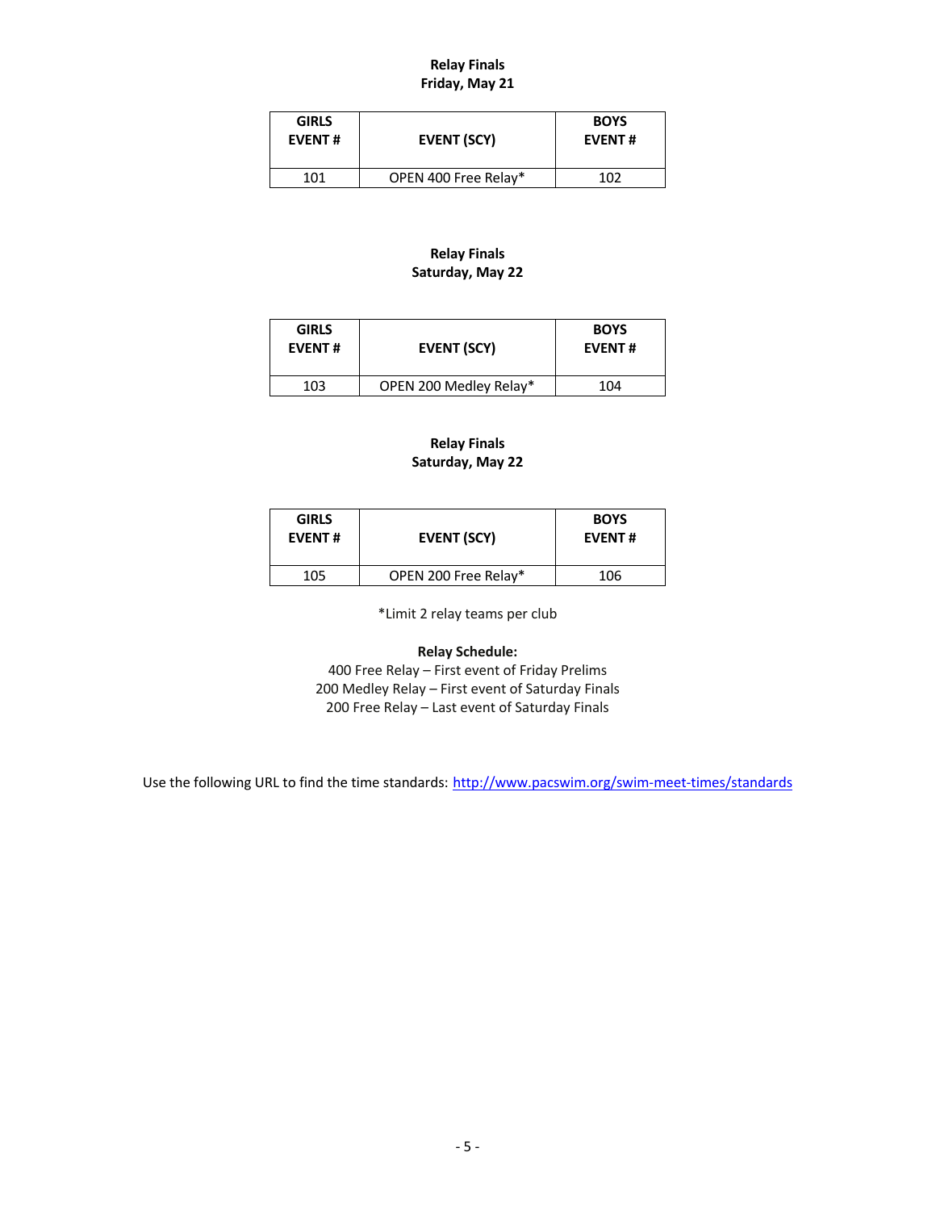**Relay Finals**
**Friday, May 21**

| GIRLS EVENT # | EVENT (SCY) | BOYS EVENT # |
|---|---|---|
| 101 | OPEN 400 Free Relay* | 102 |

**Relay Finals**
**Saturday, May 22**

| GIRLS EVENT # | EVENT (SCY) | BOYS EVENT # |
|---|---|---|
| 103 | OPEN 200 Medley Relay* | 104 |

**Relay Finals**
**Saturday, May 22**

| GIRLS EVENT # | EVENT (SCY) | BOYS EVENT # |
|---|---|---|
| 105 | OPEN 200 Free Relay* | 106 |

*Limit 2 relay teams per club

**Relay Schedule:**
400 Free Relay – First event of Friday Prelims
200 Medley Relay – First event of Saturday Finals
200 Free Relay – Last event of Saturday Finals

Use the following URL to find the time standards: http://www.pacswim.org/swim-meet-times/standards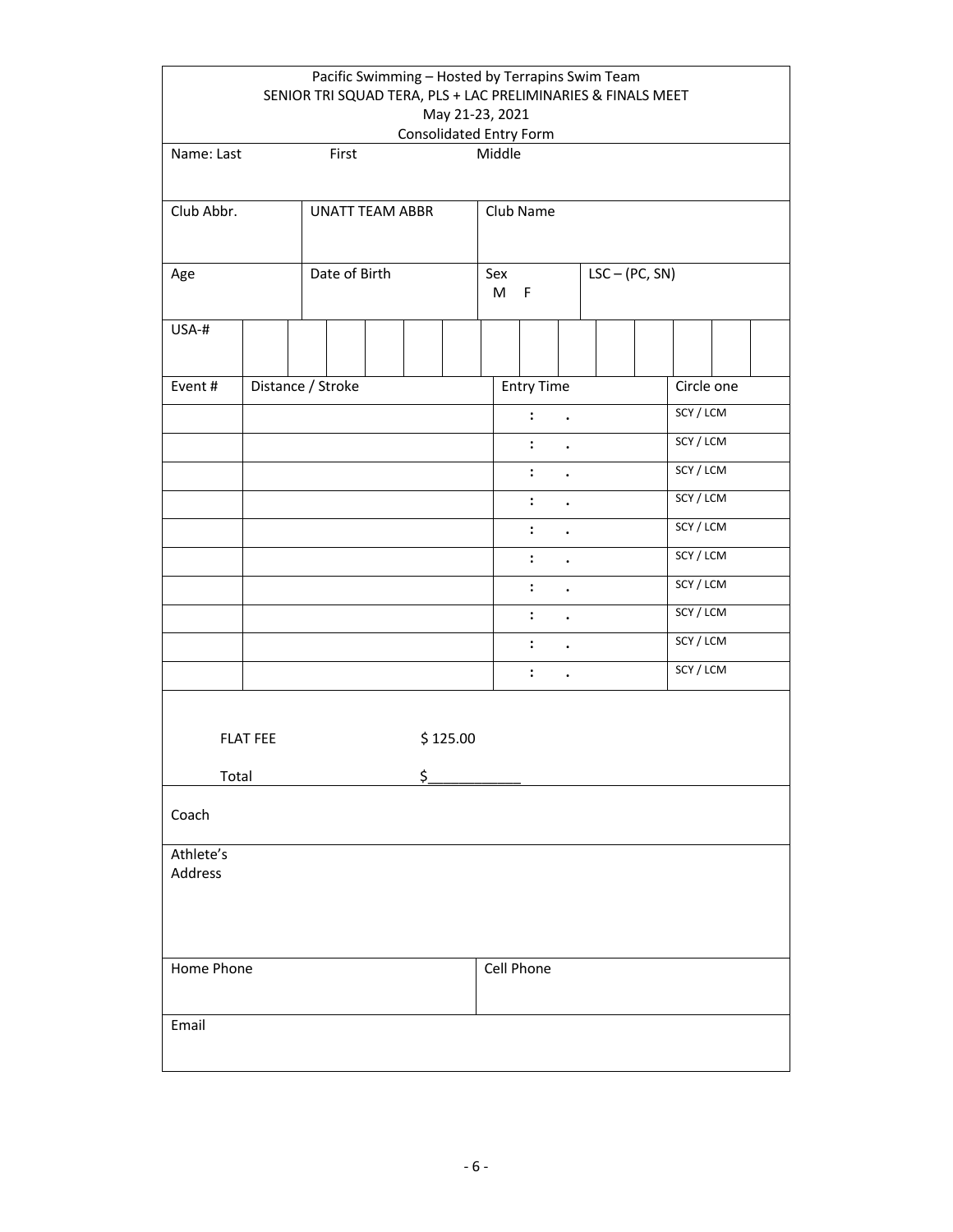Pacific Swimming – Hosted by Terrapins Swim Team
SENIOR TRI SQUAD TERA, PLS + LAC PRELIMINARIES & FINALS MEET
May 21-23, 2021
Consolidated Entry Form

| | | | |
|---|---|---|---|
| Name: Last | First | Middle | |
| Club Abbr. | UNATT TEAM ABBR | Club Name | |
| Age | Date of Birth | Sex M F | LSC – (PC, SN) |

| | | | | | | | | | | | | | |
|---|---|---|---|---|---|---|---|---|---|---|---|---|---|
| USA-# | | | | | | | | | | | | | |

| Event # | Distance / Stroke | Entry Time | Circle one |
|---|---|---|---|
| | | : . | SCY / LCM |
| | | : . | SCY / LCM |
| | | : . | SCY / LCM |
| | | : . | SCY / LCM |
| | | : . | SCY / LCM |
| | | : . | SCY / LCM |
| | | : . | SCY / LCM |
| | | : . | SCY / LCM |
| | | : . | SCY / LCM |
| | | : . | SCY / LCM |

FLAT FEE $ 125.00

Total $\_\_\_\_\_\_\_\_\_\_\_\_

| | |
|---|---|
| Coach | |
| Athlete's Address | |
| Home Phone | Cell Phone |
| Email | |